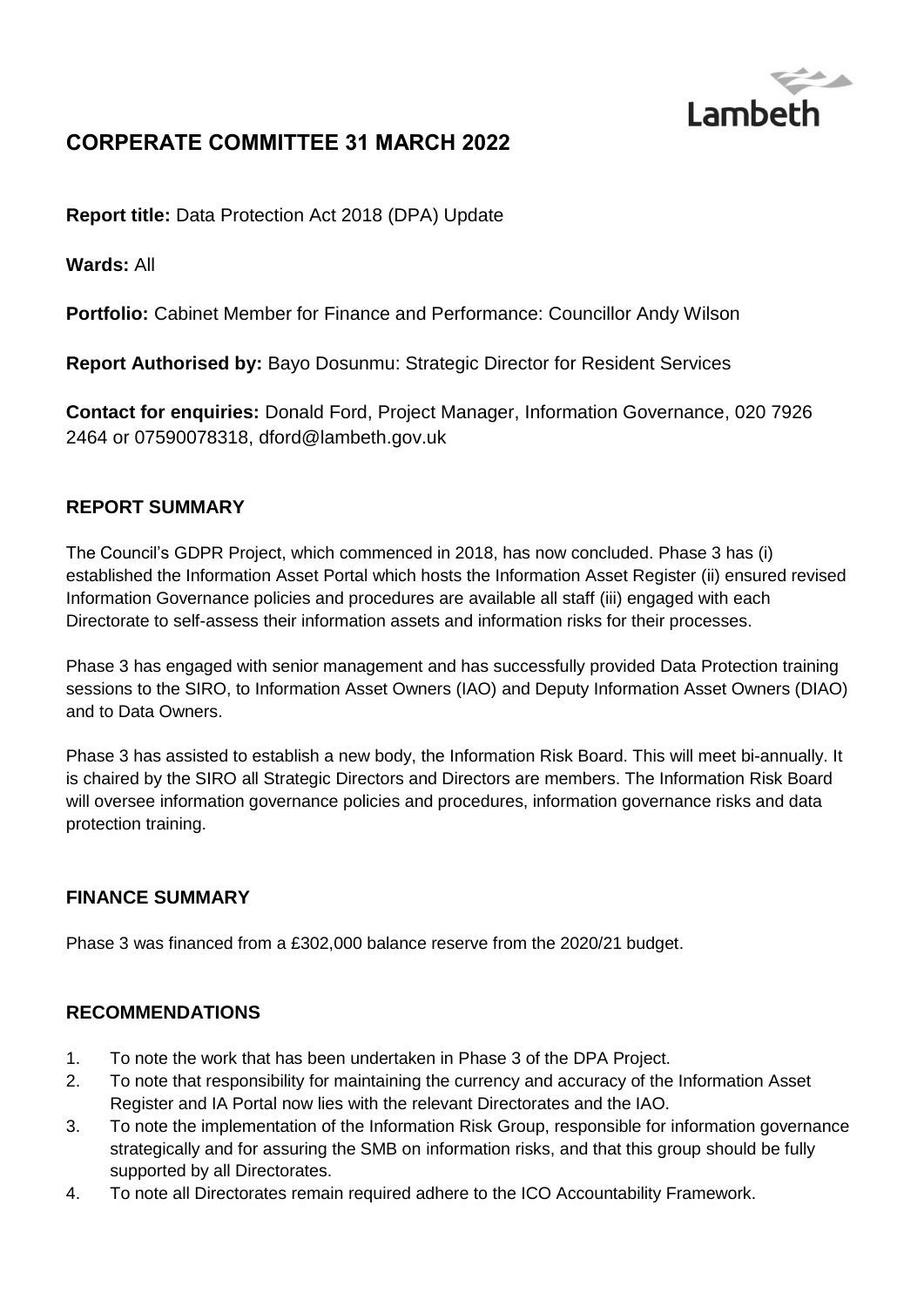Lambeth

# CORPERATE COMMITTEE 31 MARCH 2022

**Report title:** Data Protection Act 2018 (DPA) Update

**Wards:** All

**Portfolio:** Cabinet Member for Finance and Performance: Councillor Andy Wilson

**Report Authorised by:** Bayo Dosunmu: Strategic Director for Resident Services

**Contact for enquiries:** Donald Ford, Project Manager, Information Governance, 020 7926 2464 or 07590078318, dford@lambeth.gov.uk

## REPORT SUMMARY

The Council's GDPR Project, which commenced in 2018, has now concluded. Phase 3 has (i) established the Information Asset Portal which hosts the Information Asset Register (ii) ensured revised Information Governance policies and procedures are available all staff (iii) engaged with each Directorate to self-assess their information assets and information risks for their processes.

Phase 3 has engaged with senior management and has successfully provided Data Protection training sessions to the SIRO, to Information Asset Owners (IAO) and Deputy Information Asset Owners (DIAO) and to Data Owners.

Phase 3 has assisted to establish a new body, the Information Risk Board. This will meet bi-annually. It is chaired by the SIRO all Strategic Directors and Directors are members. The Information Risk Board will oversee information governance policies and procedures, information governance risks and data protection training.

## FINANCE SUMMARY

Phase 3 was financed from a £302,000 balance reserve from the 2020/21 budget.

## RECOMMENDATIONS

1. To note the work that has been undertaken in Phase 3 of the DPA Project.
2. To note that responsibility for maintaining the currency and accuracy of the Information Asset Register and IA Portal now lies with the relevant Directorates and the IAO.
3. To note the implementation of the Information Risk Group, responsible for information governance strategically and for assuring the SMB on information risks, and that this group should be fully supported by all Directorates.
4. To note all Directorates remain required adhere to the ICO Accountability Framework.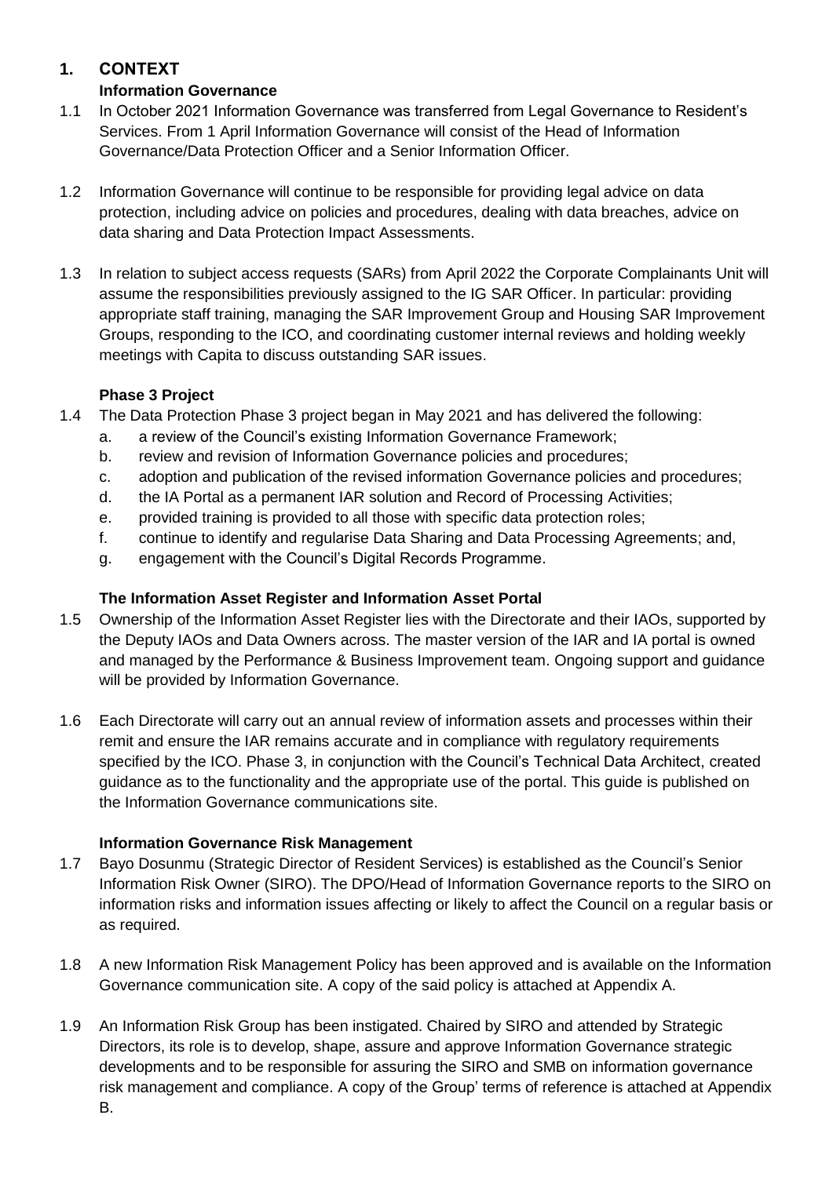## 1. CONTEXT

### Information Governance

1.1 In October 2021 Information Governance was transferred from Legal Governance to Resident's Services. From 1 April Information Governance will consist of the Head of Information Governance/Data Protection Officer and a Senior Information Officer.

1.2 Information Governance will continue to be responsible for providing legal advice on data protection, including advice on policies and procedures, dealing with data breaches, advice on data sharing and Data Protection Impact Assessments.

1.3 In relation to subject access requests (SARs) from April 2022 the Corporate Complainants Unit will assume the responsibilities previously assigned to the IG SAR Officer. In particular: providing appropriate staff training, managing the SAR Improvement Group and Housing SAR Improvement Groups, responding to the ICO, and coordinating customer internal reviews and holding weekly meetings with Capita to discuss outstanding SAR issues.

### Phase 3 Project

1.4 The Data Protection Phase 3 project began in May 2021 and has delivered the following:

a. a review of the Council's existing Information Governance Framework;
b. review and revision of Information Governance policies and procedures;
c. adoption and publication of the revised information Governance policies and procedures;
d. the IA Portal as a permanent IAR solution and Record of Processing Activities;
e. provided training is provided to all those with specific data protection roles;
f. continue to identify and regularise Data Sharing and Data Processing Agreements; and,
g. engagement with the Council's Digital Records Programme.

### The Information Asset Register and Information Asset Portal

1.5 Ownership of the Information Asset Register lies with the Directorate and their IAOs, supported by the Deputy IAOs and Data Owners across. The master version of the IAR and IA portal is owned and managed by the Performance & Business Improvement team. Ongoing support and guidance will be provided by Information Governance.

1.6 Each Directorate will carry out an annual review of information assets and processes within their remit and ensure the IAR remains accurate and in compliance with regulatory requirements specified by the ICO. Phase 3, in conjunction with the Council's Technical Data Architect, created guidance as to the functionality and the appropriate use of the portal. This guide is published on the Information Governance communications site.

### Information Governance Risk Management

1.7 Bayo Dosunmu (Strategic Director of Resident Services) is established as the Council's Senior Information Risk Owner (SIRO). The DPO/Head of Information Governance reports to the SIRO on information risks and information issues affecting or likely to affect the Council on a regular basis or as required.

1.8 A new Information Risk Management Policy has been approved and is available on the Information Governance communication site. A copy of the said policy is attached at Appendix A.

1.9 An Information Risk Group has been instigated. Chaired by SIRO and attended by Strategic Directors, its role is to develop, shape, assure and approve Information Governance strategic developments and to be responsible for assuring the SIRO and SMB on information governance risk management and compliance. A copy of the Group' terms of reference is attached at Appendix B.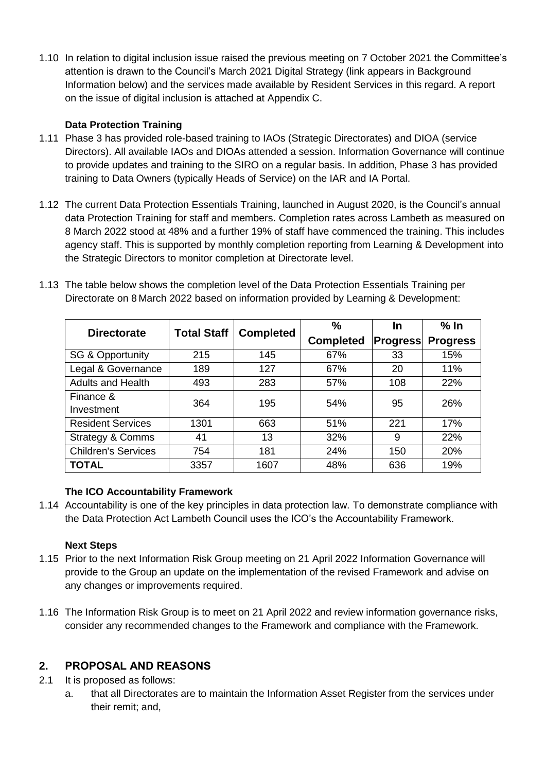1.10 In relation to digital inclusion issue raised the previous meeting on 7 October 2021 the Committee's attention is drawn to the Council's March 2021 Digital Strategy (link appears in Background Information below) and the services made available by Resident Services in this regard. A report on the issue of digital inclusion is attached at Appendix C.

**Data Protection Training**

1.11 Phase 3 has provided role-based training to IAOs (Strategic Directorates) and DIOA (service Directors). All available IAOs and DIOAs attended a session. Information Governance will continue to provide updates and training to the SIRO on a regular basis. In addition, Phase 3 has provided training to Data Owners (typically Heads of Service) on the IAR and IA Portal.

1.12 The current Data Protection Essentials Training, launched in August 2020, is the Council's annual data Protection Training for staff and members. Completion rates across Lambeth as measured on 8 March 2022 stood at 48% and a further 19% of staff have commenced the training. This includes agency staff. This is supported by monthly completion reporting from Learning & Development into the Strategic Directors to monitor completion at Directorate level.

1.13 The table below shows the completion level of the Data Protection Essentials Training per Directorate on 8 March 2022 based on information provided by Learning & Development:

| Directorate | Total Staff | Completed | % Completed | In Progress | % In Progress |
|---|---|---|---|---|---|
| SG & Opportunity | 215 | 145 | 67% | 33 | 15% |
| Legal & Governance | 189 | 127 | 67% | 20 | 11% |
| Adults and Health | 493 | 283 | 57% | 108 | 22% |
| Finance & Investment | 364 | 195 | 54% | 95 | 26% |
| Resident Services | 1301 | 663 | 51% | 221 | 17% |
| Strategy & Comms | 41 | 13 | 32% | 9 | 22% |
| Children's Services | 754 | 181 | 24% | 150 | 20% |
| **TOTAL** | 3357 | 1607 | 48% | 636 | 19% |

**The ICO Accountability Framework**

1.14 Accountability is one of the key principles in data protection law. To demonstrate compliance with the Data Protection Act Lambeth Council uses the ICO's the Accountability Framework.

**Next Steps**

1.15 Prior to the next Information Risk Group meeting on 21 April 2022 Information Governance will provide to the Group an update on the implementation of the revised Framework and advise on any changes or improvements required.

1.16 The Information Risk Group is to meet on 21 April 2022 and review information governance risks, consider any recommended changes to the Framework and compliance with the Framework.

## 2. PROPOSAL AND REASONS

2.1 It is proposed as follows:

a. that all Directorates are to maintain the Information Asset Register from the services under their remit; and,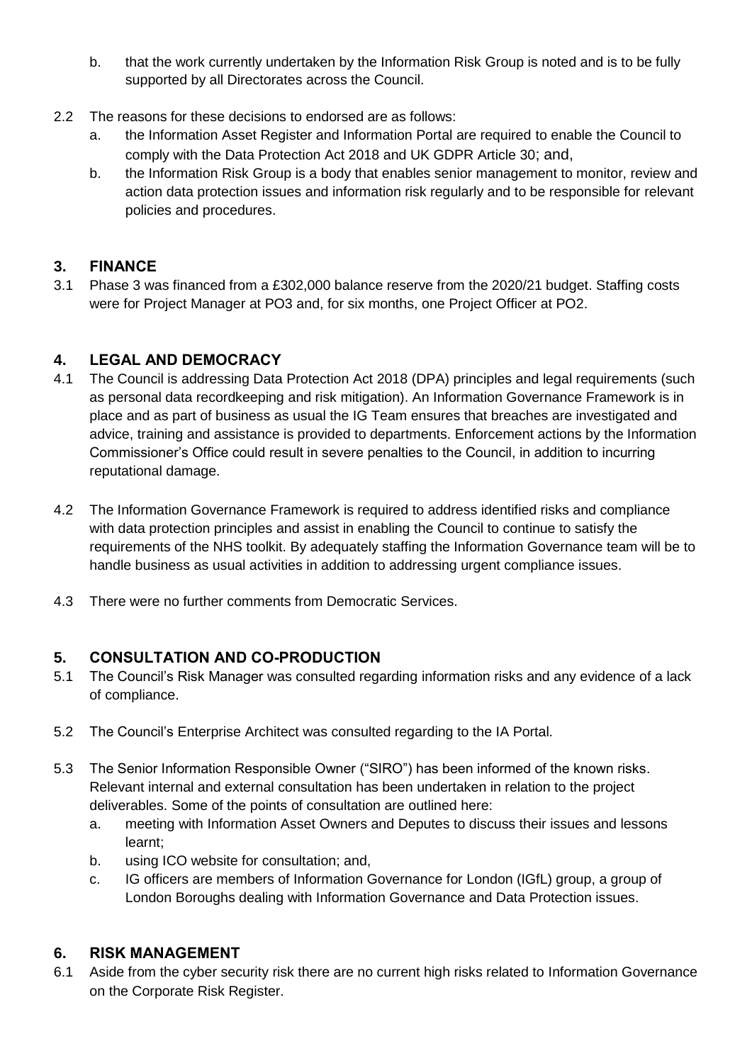b. that the work currently undertaken by the Information Risk Group is noted and is to be fully supported by all Directorates across the Council.

2.2 The reasons for these decisions to endorsed are as follows:

a. the Information Asset Register and Information Portal are required to enable the Council to comply with the Data Protection Act 2018 and UK GDPR Article 30; and,

b. the Information Risk Group is a body that enables senior management to monitor, review and action data protection issues and information risk regularly and to be responsible for relevant policies and procedures.

## 3. FINANCE

3.1 Phase 3 was financed from a £302,000 balance reserve from the 2020/21 budget. Staffing costs were for Project Manager at PO3 and, for six months, one Project Officer at PO2.

## 4. LEGAL AND DEMOCRACY

4.1 The Council is addressing Data Protection Act 2018 (DPA) principles and legal requirements (such as personal data recordkeeping and risk mitigation). An Information Governance Framework is in place and as part of business as usual the IG Team ensures that breaches are investigated and advice, training and assistance is provided to departments. Enforcement actions by the Information Commissioner's Office could result in severe penalties to the Council, in addition to incurring reputational damage.

4.2 The Information Governance Framework is required to address identified risks and compliance with data protection principles and assist in enabling the Council to continue to satisfy the requirements of the NHS toolkit. By adequately staffing the Information Governance team will be to handle business as usual activities in addition to addressing urgent compliance issues.

4.3 There were no further comments from Democratic Services.

## 5. CONSULTATION AND CO-PRODUCTION

5.1 The Council's Risk Manager was consulted regarding information risks and any evidence of a lack of compliance.

5.2 The Council's Enterprise Architect was consulted regarding to the IA Portal.

5.3 The Senior Information Responsible Owner ("SIRO") has been informed of the known risks. Relevant internal and external consultation has been undertaken in relation to the project deliverables. Some of the points of consultation are outlined here:

a. meeting with Information Asset Owners and Deputes to discuss their issues and lessons learnt;

b. using ICO website for consultation; and,

c. IG officers are members of Information Governance for London (IGfL) group, a group of London Boroughs dealing with Information Governance and Data Protection issues.

## 6. RISK MANAGEMENT

6.1 Aside from the cyber security risk there are no current high risks related to Information Governance on the Corporate Risk Register.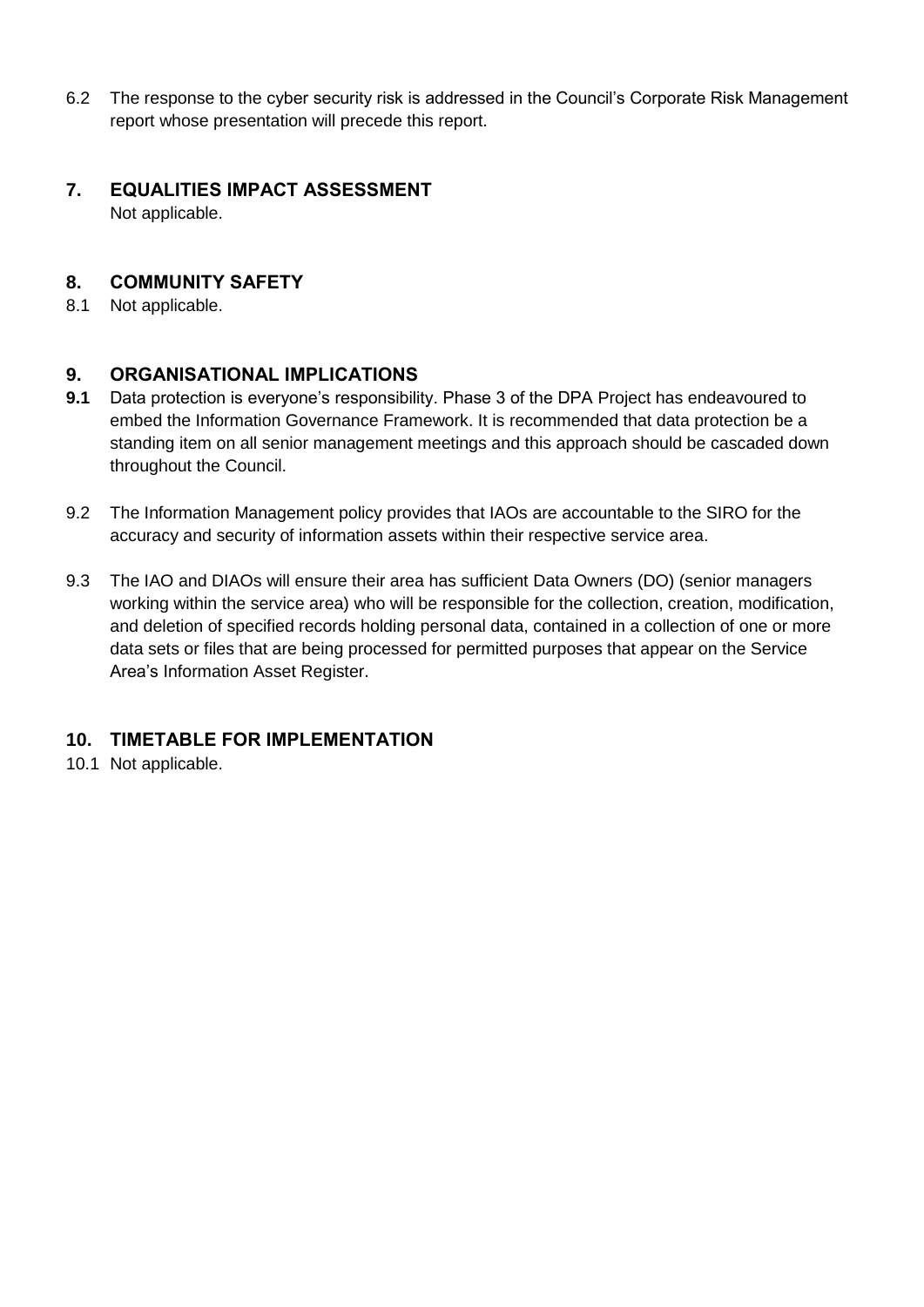6.2 The response to the cyber security risk is addressed in the Council's Corporate Risk Management report whose presentation will precede this report.

## 7. EQUALITIES IMPACT ASSESSMENT

Not applicable.

## 8. COMMUNITY SAFETY

8.1 Not applicable.

## 9. ORGANISATIONAL IMPLICATIONS

**9.1** Data protection is everyone's responsibility. Phase 3 of the DPA Project has endeavoured to embed the Information Governance Framework. It is recommended that data protection be a standing item on all senior management meetings and this approach should be cascaded down throughout the Council.

9.2 The Information Management policy provides that IAOs are accountable to the SIRO for the accuracy and security of information assets within their respective service area.

9.3 The IAO and DIAOs will ensure their area has sufficient Data Owners (DO) (senior managers working within the service area) who will be responsible for the collection, creation, modification, and deletion of specified records holding personal data, contained in a collection of one or more data sets or files that are being processed for permitted purposes that appear on the Service Area's Information Asset Register.

## 10. TIMETABLE FOR IMPLEMENTATION

10.1 Not applicable.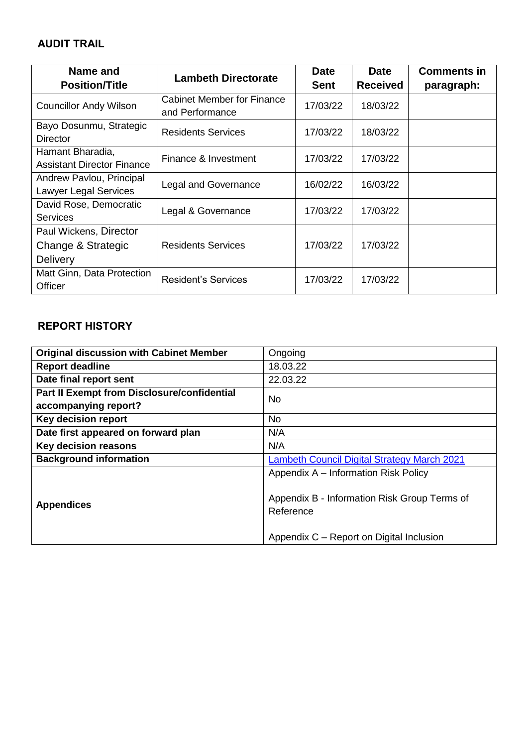## AUDIT TRAIL

| Name and Position/Title | Lambeth Directorate | Date Sent | Date Received | Comments in paragraph: |
|---|---|---|---|---|
| Councillor Andy Wilson | Cabinet Member for Finance and Performance | 17/03/22 | 18/03/22 | |
| Bayo Dosunmu, Strategic Director | Residents Services | 17/03/22 | 18/03/22 | |
| Hamant Bharadia, Assistant Director Finance | Finance & Investment | 17/03/22 | 17/03/22 | |
| Andrew Pavlou, Principal Lawyer Legal Services | Legal and Governance | 16/02/22 | 16/03/22 | |
| David Rose, Democratic Services | Legal & Governance | 17/03/22 | 17/03/22 | |
| Paul Wickens, Director Change & Strategic Delivery | Residents Services | 17/03/22 | 17/03/22 | |
| Matt Ginn, Data Protection Officer | Resident's Services | 17/03/22 | 17/03/22 | |

## REPORT HISTORY

| | |
|---|---|
| **Original discussion with Cabinet Member** | Ongoing |
| **Report deadline** | 18.03.22 |
| **Date final report sent** | 22.03.22 |
| **Part II Exempt from Disclosure/confidential accompanying report?** | No |
| **Key decision report** | No |
| **Date first appeared on forward plan** | N/A |
| **Key decision reasons** | N/A |
| **Background information** | Lambeth Council Digital Strategy March 2021 |
| **Appendices** | Appendix A – Information Risk Policy<br><br>Appendix B - Information Risk Group Terms of Reference<br><br>Appendix C – Report on Digital Inclusion |